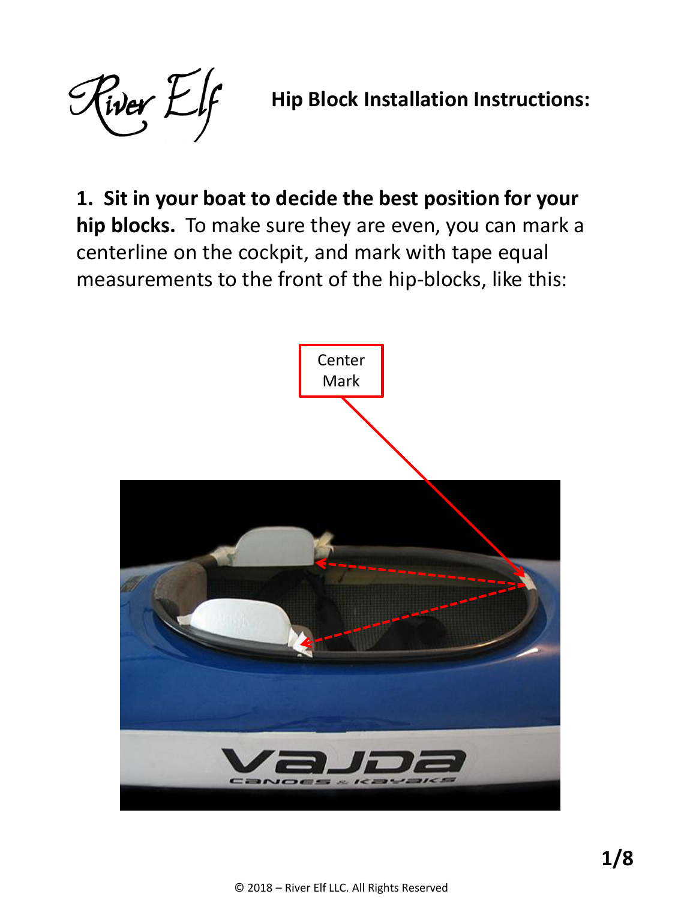River Elf

# Hip Block Installation Instructions:

**1. Sit in your boat to decide the best position for your hip blocks.** To make sure they are even, you can mark a centerline on the cockpit, and mark with tape equal measurements to the front of the hip-blocks, like this:

Center Mark

© 2018 – River Elf LLC. All Rights Reserved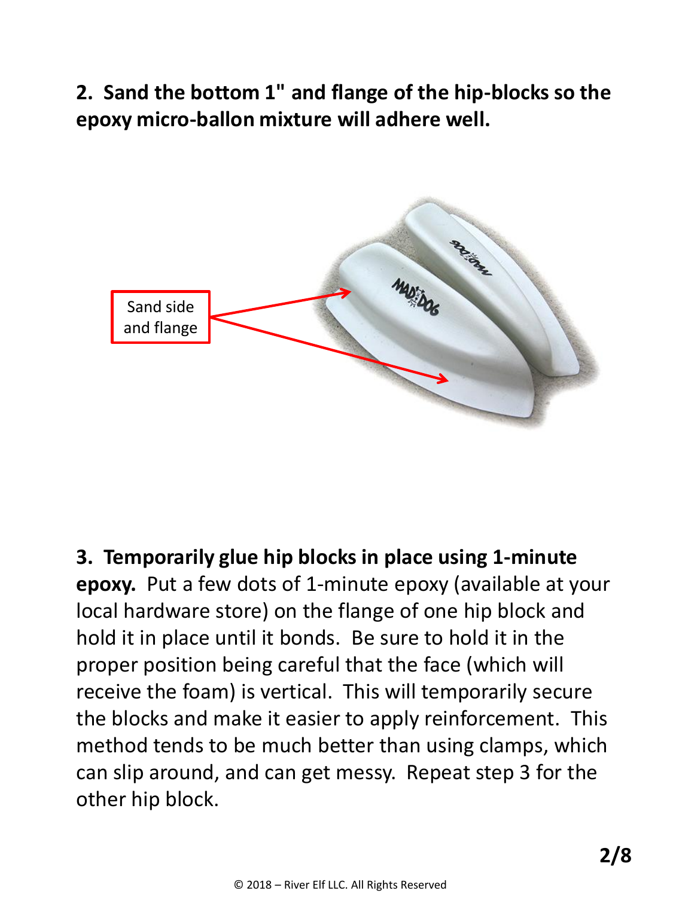**2. Sand the bottom 1" and flange of the hip-blocks so the epoxy micro-ballon mixture will adhere well.**

Sand side and flange

**3. Temporarily glue hip blocks in place using 1-minute epoxy.** Put a few dots of 1-minute epoxy (available at your local hardware store) on the flange of one hip block and hold it in place until it bonds. Be sure to hold it in the proper position being careful that the face (which will receive the foam) is vertical. This will temporarily secure the blocks and make it easier to apply reinforcement. This method tends to be much better than using clamps, which can slip around, and can get messy. Repeat step 3 for the other hip block.

© 2018 – River Elf LLC. All Rights Reserved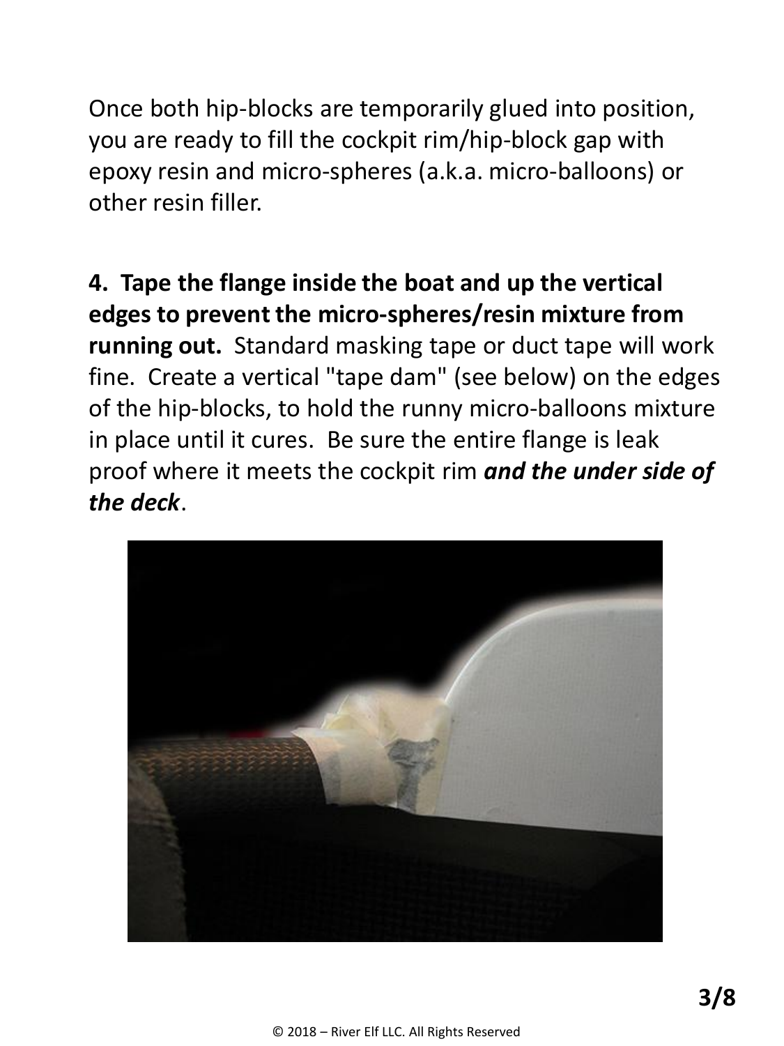Once both hip-blocks are temporarily glued into position, you are ready to fill the cockpit rim/hip-block gap with epoxy resin and micro-spheres (a.k.a. micro-balloons) or other resin filler.

**4. Tape the flange inside the boat and up the vertical edges to prevent the micro-spheres/resin mixture from running out.** Standard masking tape or duct tape will work fine. Create a vertical "tape dam" (see below) on the edges of the hip-blocks, to hold the runny micro-balloons mixture in place until it cures. Be sure the entire flange is leak proof where it meets the cockpit rim ***and the under side of the deck***.

© 2018 – River Elf LLC. All Rights Reserved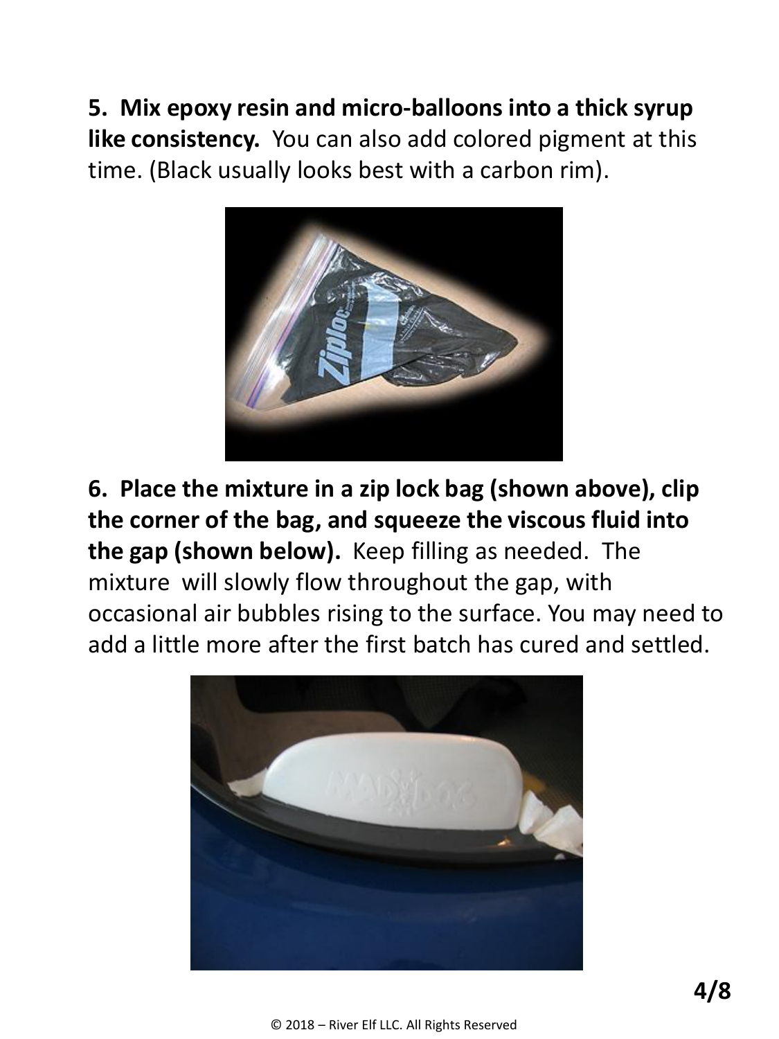**5. Mix epoxy resin and micro-balloons into a thick syrup like consistency.** You can also add colored pigment at this time. (Black usually looks best with a carbon rim).

**6. Place the mixture in a zip lock bag (shown above), clip the corner of the bag, and squeeze the viscous fluid into the gap (shown below).** Keep filling as needed. The mixture will slowly flow throughout the gap, with occasional air bubbles rising to the surface. You may need to add a little more after the first batch has cured and settled.

© 2018 – River Elf LLC. All Rights Reserved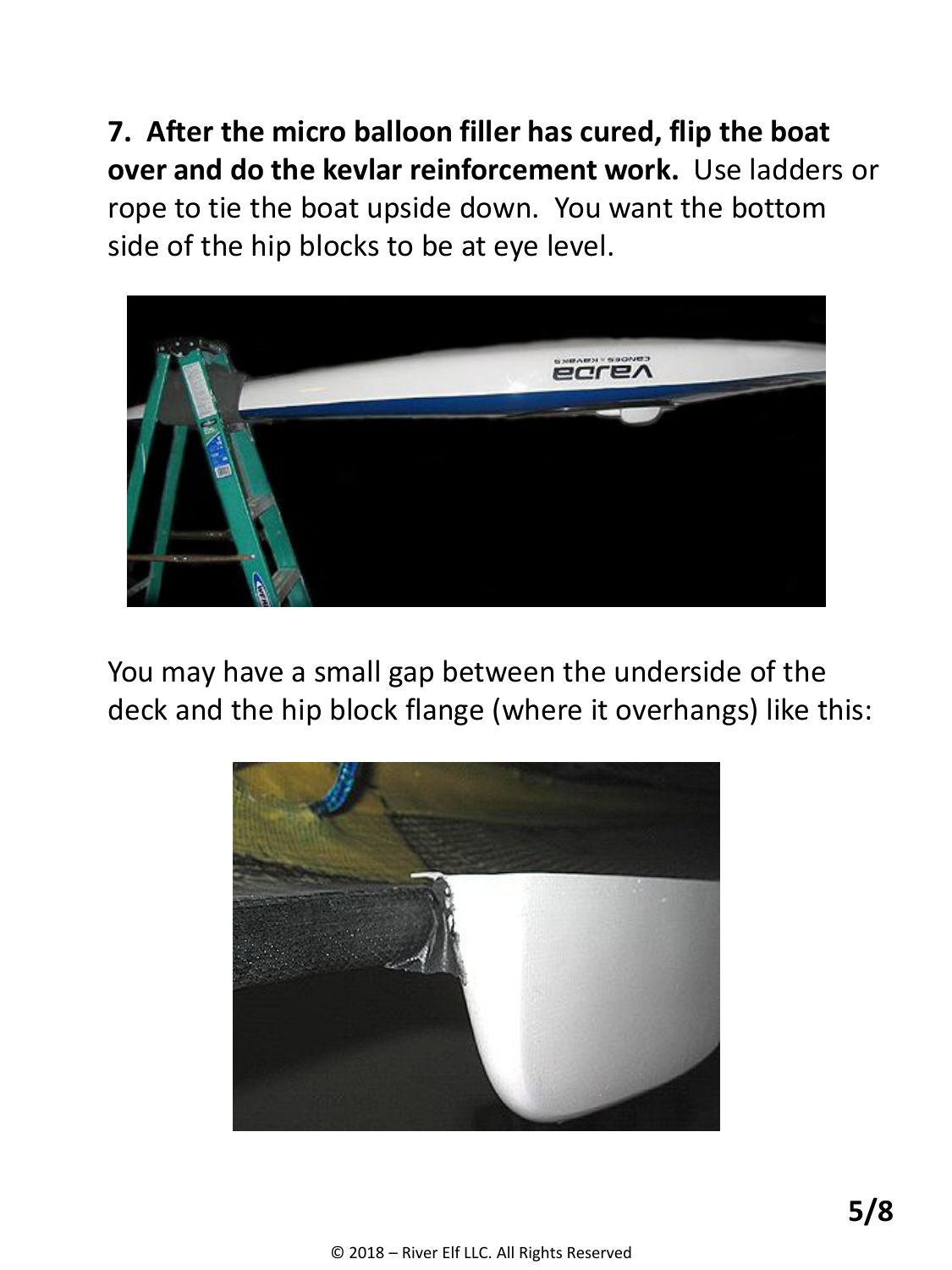**7. After the micro balloon filler has cured, flip the boat over and do the kevlar reinforcement work.** Use ladders or rope to tie the boat upside down. You want the bottom side of the hip blocks to be at eye level.

You may have a small gap between the underside of the deck and the hip block flange (where it overhangs) like this: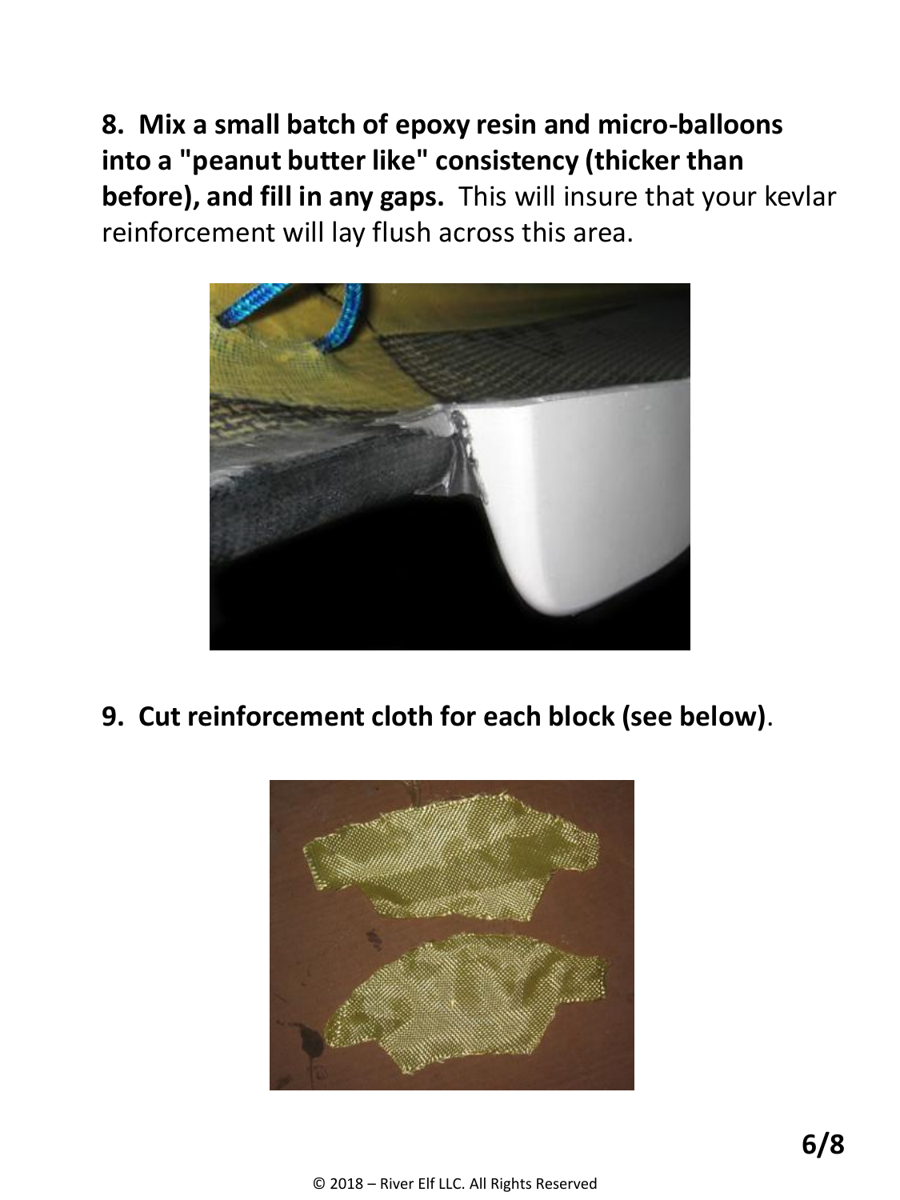**8. Mix a small batch of epoxy resin and micro-balloons into a "peanut butter like" consistency (thicker than before), and fill in any gaps.** This will insure that your kevlar reinforcement will lay flush across this area.

**9. Cut reinforcement cloth for each block (see below)**.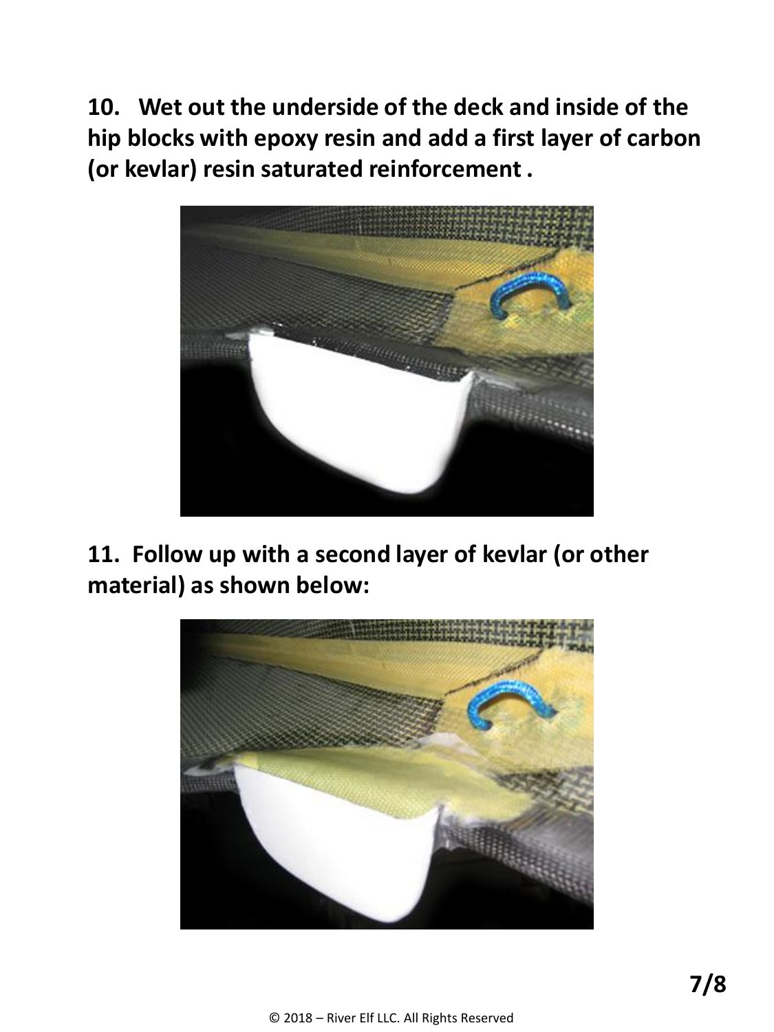**10. Wet out the underside of the deck and inside of the hip blocks with epoxy resin and add a first layer of carbon (or kevlar) resin saturated reinforcement .**

**11. Follow up with a second layer of kevlar (or other material) as shown below:**

© 2018 – River Elf LLC. All Rights Reserved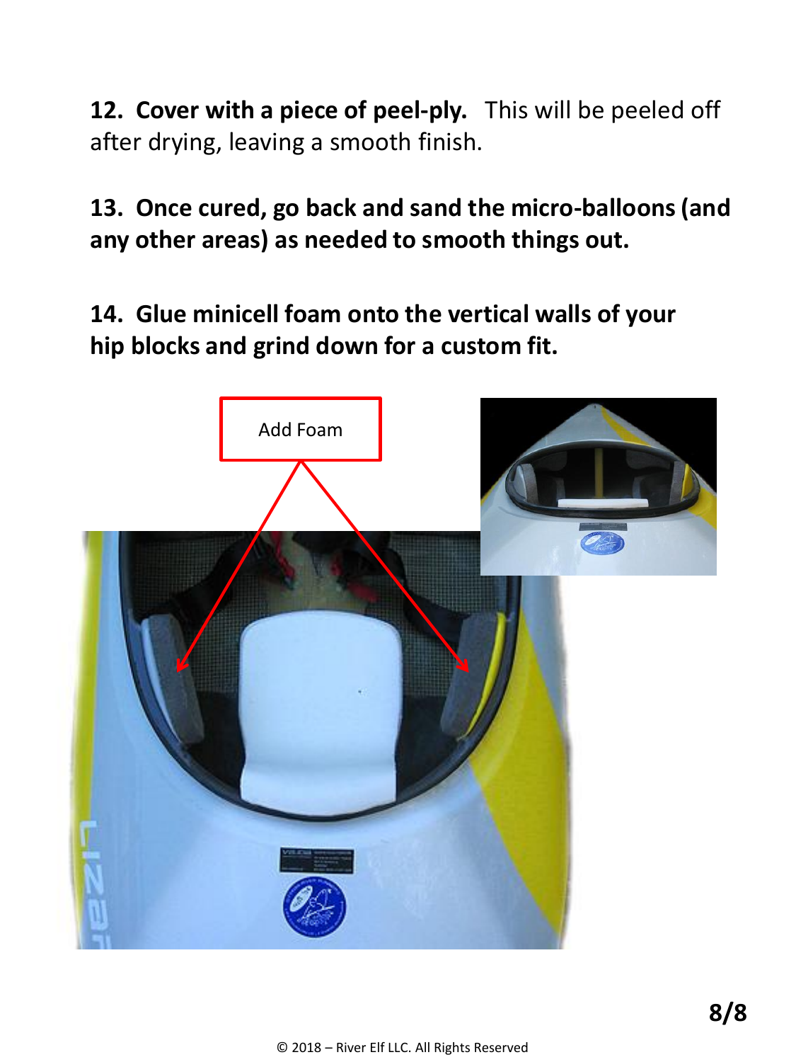**12. Cover with a piece of peel-ply.** This will be peeled off after drying, leaving a smooth finish.

**13. Once cured, go back and sand the micro-balloons (and any other areas) as needed to smooth things out.**

**14. Glue minicell foam onto the vertical walls of your hip blocks and grind down for a custom fit.**

Add Foam

© 2018 – River Elf LLC. All Rights Reserved